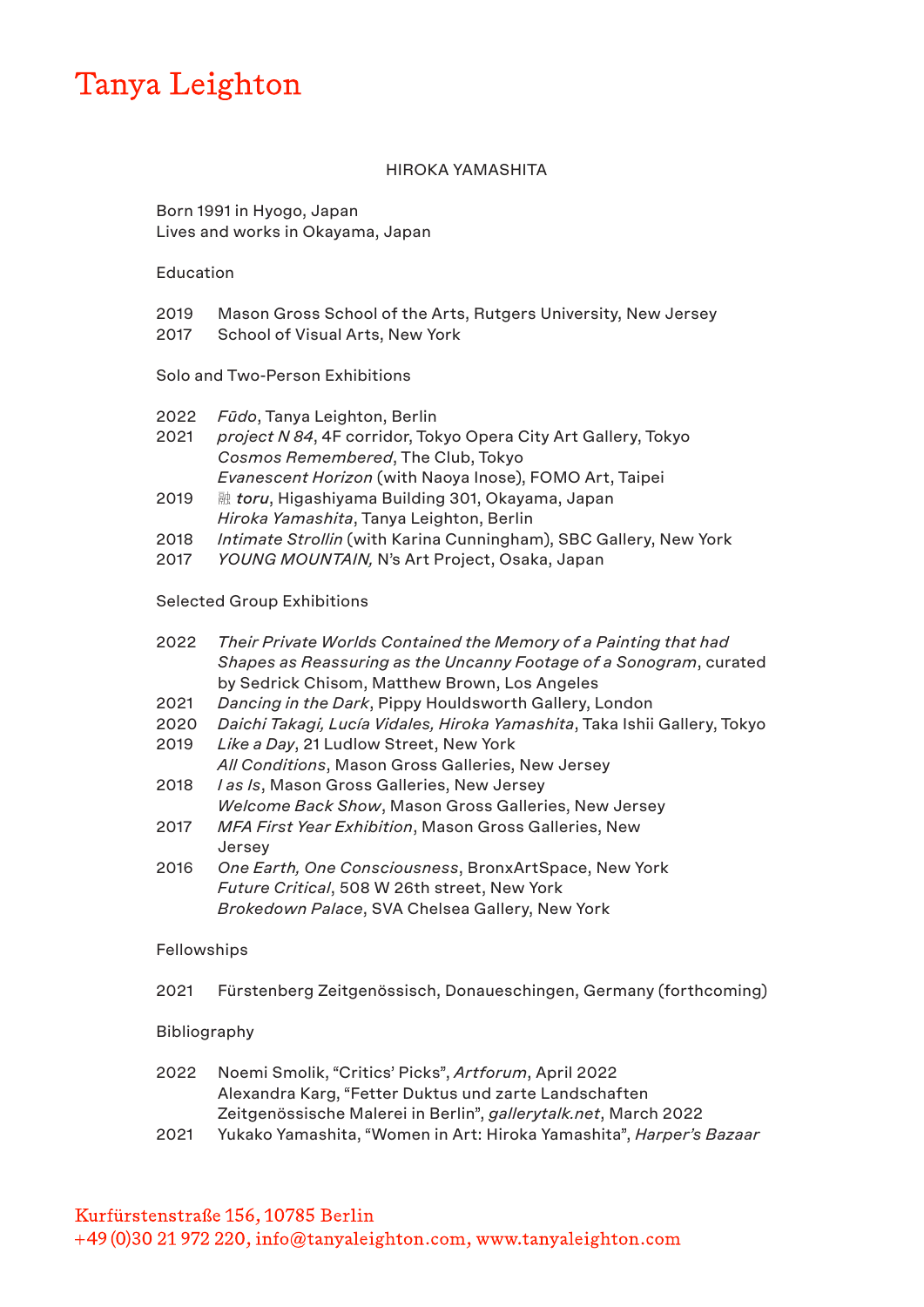# Tanya Leighton

## HIROKA YAMASHITA

Born 1991 in Hyogo, Japan
Lives and works in Okayama, Japan

### Education

2019 Mason Gross School of the Arts, Rutgers University, New Jersey
2017 School of Visual Arts, New York

### Solo and Two-Person Exhibitions

2022 *Fūdo*, Tanya Leighton, Berlin
2021 *project N 84*, 4F corridor, Tokyo Opera City Art Gallery, Tokyo
*Cosmos Remembered*, The Club, Tokyo
*Evanescent Horizon* (with Naoya Inose), FOMO Art, Taipei
2019 *融 toru*, Higashiyama Building 301, Okayama, Japan
*Hiroka Yamashita*, Tanya Leighton, Berlin
2018 *Intimate Strollin* (with Karina Cunningham), SBC Gallery, New York
2017 *YOUNG MOUNTAIN,* N's Art Project, Osaka, Japan

### Selected Group Exhibitions

2022 *Their Private Worlds Contained the Memory of a Painting that had Shapes as Reassuring as the Uncanny Footage of a Sonogram*, curated by Sedrick Chisom, Matthew Brown, Los Angeles
2021 *Dancing in the Dark*, Pippy Houldsworth Gallery, London
2020 *Daichi Takagi, Lucía Vidales, Hiroka Yamashita*, Taka Ishii Gallery, Tokyo
2019 *Like a Day*, 21 Ludlow Street, New York
*All Conditions*, Mason Gross Galleries, New Jersey
2018 *I as Is*, Mason Gross Galleries, New Jersey
*Welcome Back Show*, Mason Gross Galleries, New Jersey
2017 *MFA First Year Exhibition*, Mason Gross Galleries, New Jersey
2016 *One Earth, One Consciousness*, BronxArtSpace, New York
*Future Critical*, 508 W 26th street, New York
*Brokedown Palace*, SVA Chelsea Gallery, New York

### Fellowships

2021 Fürstenberg Zeitgenössisch, Donaueschingen, Germany (forthcoming)

### Bibliography

2022 Noemi Smolik, "Critics' Picks", *Artforum*, April 2022
Alexandra Karg, "Fetter Duktus und zarte Landschaften Zeitgenössische Malerei in Berlin", *gallerytalk.net*, March 2022
2021 Yukako Yamashita, "Women in Art: Hiroka Yamashita", *Harper's Bazaar*

Kurfürstenstraße 156, 10785 Berlin
+49 (0)30 21 972 220, info@tanyaleighton.com, www.tanyaleighton.com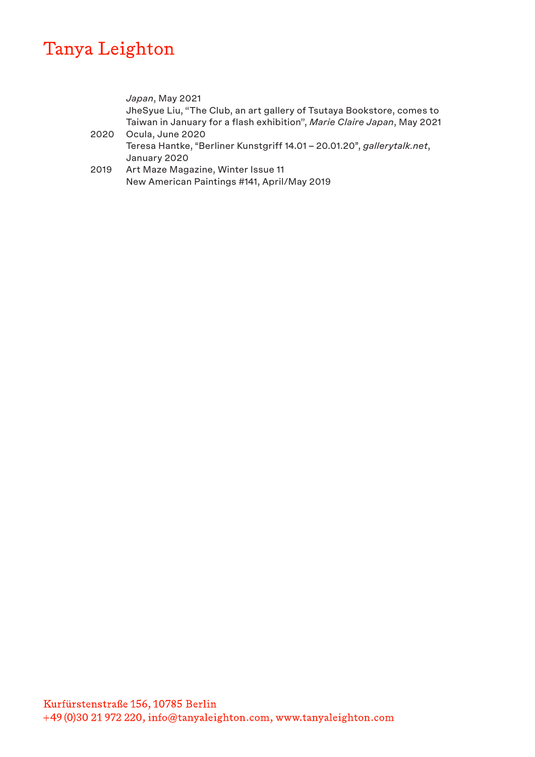*Japan*, May 2021

JheSyue Liu, "The Club, an art gallery of Tsutaya Bookstore, comes to Taiwan in January for a flash exhibition", *Marie Claire Japan*, May 2021

2020 Ocula, June 2020

Teresa Hantke, "Berliner Kunstgriff 14.01 – 20.01.20", *gallerytalk.net*, January 2020

2019 Art Maze Magazine, Winter Issue 11

New American Paintings #141, April/May 2019